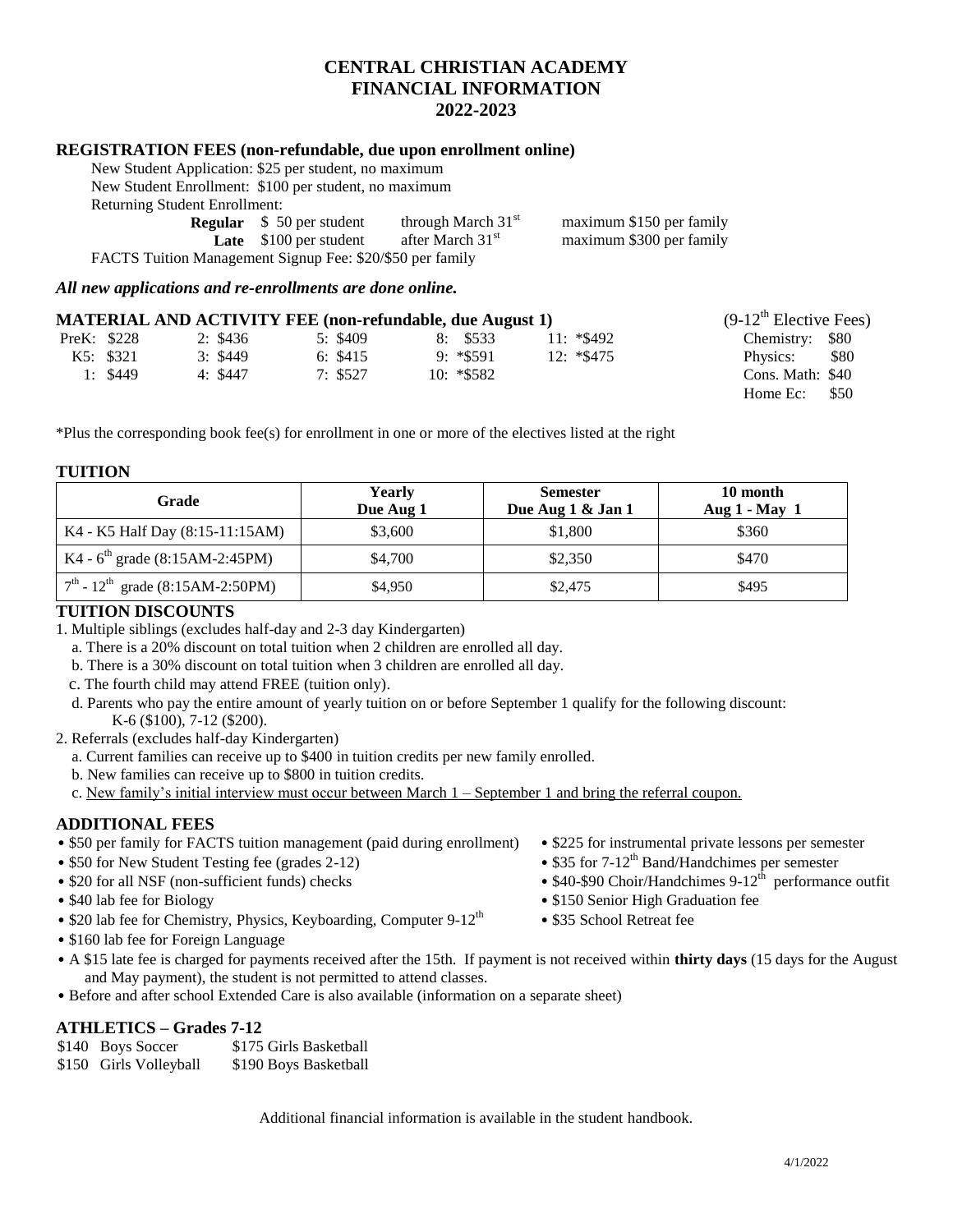# CENTRAL CHRISTIAN ACADEMY
# FINANCIAL INFORMATION
# 2022-2023

## REGISTRATION FEES (non-refundable, due upon enrollment online)

New Student Application: $25 per student, no maximum

New Student Enrollment: $100 per student, no maximum

Returning Student Enrollment:

| | | | |
|---|---|---|---|
| **Regular** | $ 50 per student | through March 31st | maximum $150 per family |
| **Late** | $100 per student | after March 31st | maximum $300 per family |

FACTS Tuition Management Signup Fee: $20/$50 per family

***All new applications and re-enrollments are done online.***

## MATERIAL AND ACTIVITY FEE (non-refundable, due August 1)

| | | | | |
|---|---|---|---|---|
| PreK: $228 | 2: $436 | 5: $409 | 8: $533 | 11: *$492 |
| K5: $321 | 3: $449 | 6: $415 | 9: *$591 | 12: *$475 |
| 1: $449 | 4: $447 | 7: $527 | 10: *$582 | |

(9-12th Elective Fees)

| | |
|---|---|
| Chemistry: | $80 |
| Physics: | $80 |
| Cons. Math: | $40 |
| Home Ec: | $50 |

*Plus the corresponding book fee(s) for enrollment in one or more of the electives listed at the right

## TUITION

| Grade | Yearly Due Aug 1 | Semester Due Aug 1 & Jan 1 | 10 month Aug 1 - May 1 |
|---|---|---|---|
| K4 - K5 Half Day (8:15-11:15AM) | $3,600 | $1,800 | $360 |
| K4 - 6th grade (8:15AM-2:45PM) | $4,700 | $2,350 | $470 |
| 7th - 12th grade (8:15AM-2:50PM) | $4,950 | $2,475 | $495 |

## TUITION DISCOUNTS

1. Multiple siblings (excludes half-day and 2-3 day Kindergarten)
   a. There is a 20% discount on total tuition when 2 children are enrolled all day.
   b. There is a 30% discount on total tuition when 3 children are enrolled all day.
   c. The fourth child may attend FREE (tuition only).
   d. Parents who pay the entire amount of yearly tuition on or before September 1 qualify for the following discount: K-6 ($100), 7-12 ($200).
2. Referrals (excludes half-day Kindergarten)
   a. Current families can receive up to $400 in tuition credits per new family enrolled.
   b. New families can receive up to $800 in tuition credits.
   c. New family's initial interview must occur between March 1 – September 1 and bring the referral coupon.

## ADDITIONAL FEES

- $50 per family for FACTS tuition management (paid during enrollment)
- $50 for New Student Testing fee (grades 2-12)
- $20 for all NSF (non-sufficient funds) checks
- $40 lab fee for Biology
- $20 lab fee for Chemistry, Physics, Keyboarding, Computer 9-12th
- $160 lab fee for Foreign Language
- $225 for instrumental private lessons per semester
- $35 for 7-12th Band/Handchimes per semester
- $40-$90 Choir/Handchimes 9-12th performance outfit
- $150 Senior High Graduation fee
- $35 School Retreat fee
- A $15 late fee is charged for payments received after the 15th. If payment is not received within **thirty days** (15 days for the August and May payment), the student is not permitted to attend classes.
- Before and after school Extended Care is also available (information on a separate sheet)

## ATHLETICS – Grades 7-12

| | |
|---|---|
| $140 Boys Soccer | $175 Girls Basketball |
| $150 Girls Volleyball | $190 Boys Basketball |

Additional financial information is available in the student handbook.

4/1/2022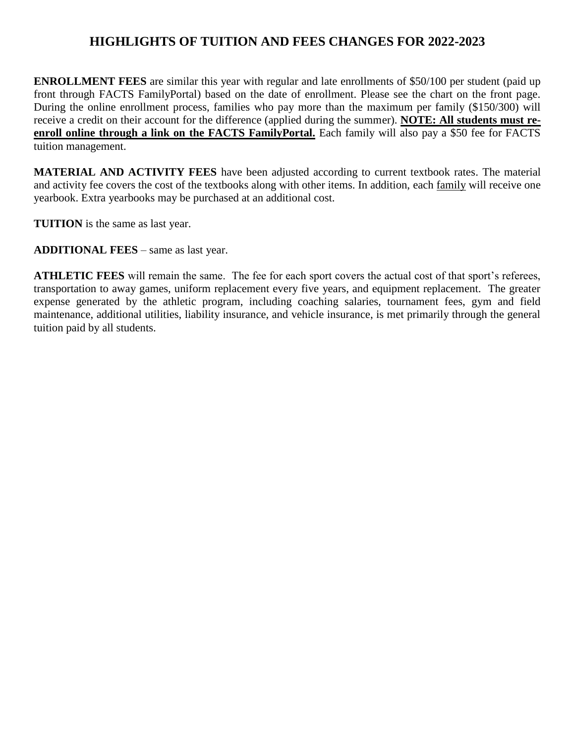# HIGHLIGHTS OF TUITION AND FEES CHANGES FOR 2022-2023

**ENROLLMENT FEES** are similar this year with regular and late enrollments of $50/100 per student (paid up front through FACTS FamilyPortal) based on the date of enrollment. Please see the chart on the front page. During the online enrollment process, families who pay more than the maximum per family ($150/300) will receive a credit on their account for the difference (applied during the summer). **NOTE: All students must re-enroll online through a link on the FACTS FamilyPortal.** Each family will also pay a $50 fee for FACTS tuition management.

**MATERIAL AND ACTIVITY FEES** have been adjusted according to current textbook rates. The material and activity fee covers the cost of the textbooks along with other items. In addition, each family will receive one yearbook. Extra yearbooks may be purchased at an additional cost.

**TUITION** is the same as last year.

**ADDITIONAL FEES** – same as last year.

**ATHLETIC FEES** will remain the same. The fee for each sport covers the actual cost of that sport's referees, transportation to away games, uniform replacement every five years, and equipment replacement. The greater expense generated by the athletic program, including coaching salaries, tournament fees, gym and field maintenance, additional utilities, liability insurance, and vehicle insurance, is met primarily through the general tuition paid by all students.